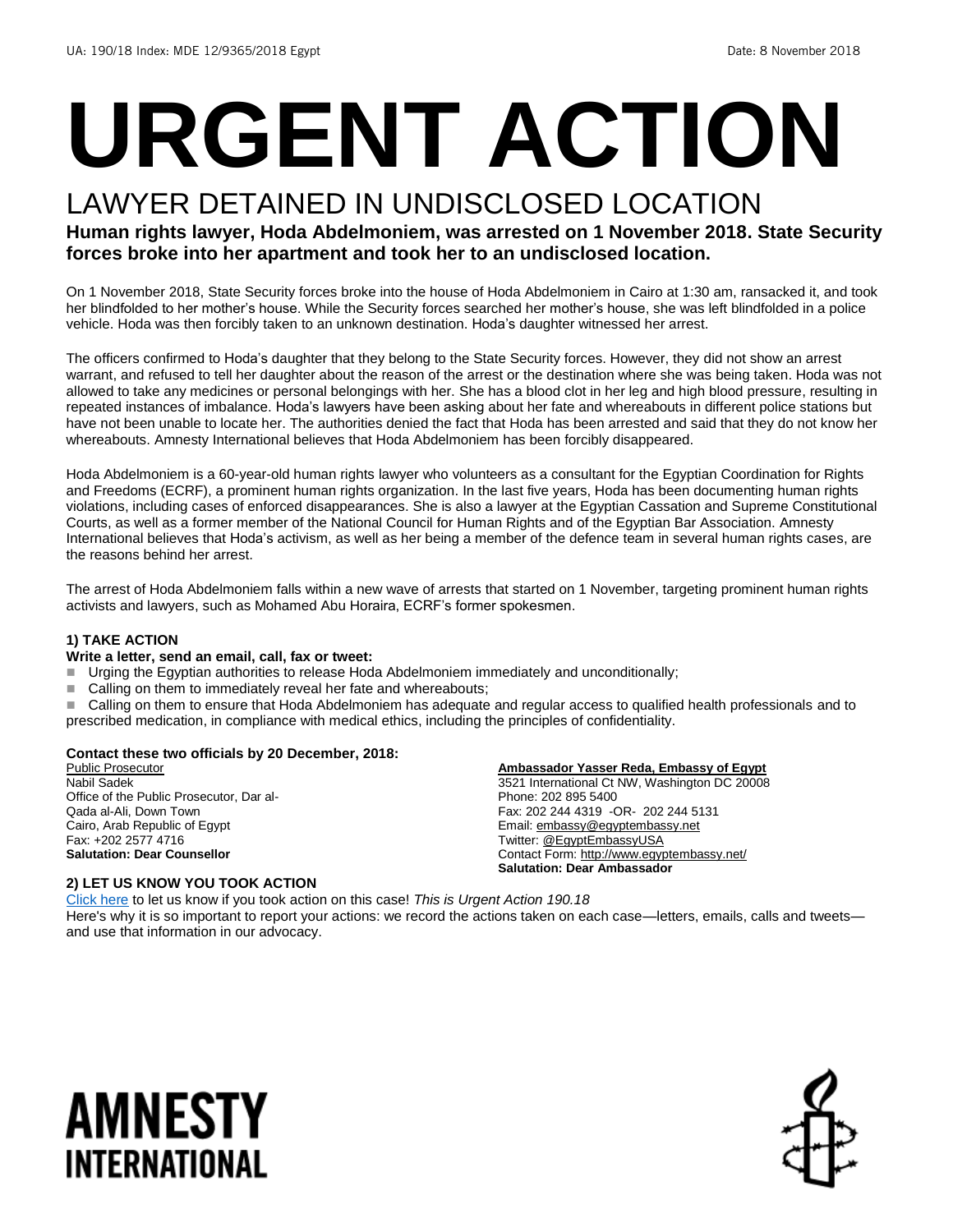UA: 190/18 Index: MDE 12/9365/2018 Egypt Date: 8 November 2018

# URGENT ACTION

## LAWYER DETAINED IN UNDISCLOSED LOCATION

### Human rights lawyer, Hoda Abdelmoniem, was arrested on 1 November 2018. State Security forces broke into her apartment and took her to an undisclosed location.

On 1 November 2018, State Security forces broke into the house of Hoda Abdelmoniem in Cairo at 1:30 am, ransacked it, and took her blindfolded to her mother's house. While the Security forces searched her mother's house, she was left blindfolded in a police vehicle. Hoda was then forcibly taken to an unknown destination. Hoda's daughter witnessed her arrest.

The officers confirmed to Hoda's daughter that they belong to the State Security forces. However, they did not show an arrest warrant, and refused to tell her daughter about the reason of the arrest or the destination where she was being taken. Hoda was not allowed to take any medicines or personal belongings with her. She has a blood clot in her leg and high blood pressure, resulting in repeated instances of imbalance. Hoda's lawyers have been asking about her fate and whereabouts in different police stations but have not been unable to locate her. The authorities denied the fact that Hoda has been arrested and said that they do not know her whereabouts. Amnesty International believes that Hoda Abdelmoniem has been forcibly disappeared.

Hoda Abdelmoniem is a 60-year-old human rights lawyer who volunteers as a consultant for the Egyptian Coordination for Rights and Freedoms (ECRF), a prominent human rights organization. In the last five years, Hoda has been documenting human rights violations, including cases of enforced disappearances. She is also a lawyer at the Egyptian Cassation and Supreme Constitutional Courts, as well as a former member of the National Council for Human Rights and of the Egyptian Bar Association. Amnesty International believes that Hoda's activism, as well as her being a member of the defence team in several human rights cases, are the reasons behind her arrest.

The arrest of Hoda Abdelmoniem falls within a new wave of arrests that started on 1 November, targeting prominent human rights activists and lawyers, such as Mohamed Abu Horaira, ECRF's former spokesmen.

**1) TAKE ACTION**

**Write a letter, send an email, call, fax or tweet:**

- Urging the Egyptian authorities to release Hoda Abdelmoniem immediately and unconditionally;
- Calling on them to immediately reveal her fate and whereabouts;
- Calling on them to ensure that Hoda Abdelmoniem has adequate and regular access to qualified health professionals and to prescribed medication, in compliance with medical ethics, including the principles of confidentiality.

**Contact these two officials by 20 December, 2018:**

Public Prosecutor
Nabil Sadek
Office of the Public Prosecutor, Dar al-Qada al-Ali, Down Town
Cairo, Arab Republic of Egypt
Fax: +202 2577 4716
**Salutation: Dear Counsellor**

**Ambassador Yasser Reda, Embassy of Egypt**
3521 International Ct NW, Washington DC 20008
Phone: 202 895 5400
Fax: 202 244 4319 -OR- 202 244 5131
Email: embassy@egyptembassy.net
Twitter: @EgyptEmbassyUSA
Contact Form: http://www.egyptembassy.net/
**Salutation: Dear Ambassador**

**2) LET US KNOW YOU TOOK ACTION**

Click here to let us know if you took action on this case! *This is Urgent Action 190.18*
Here's why it is so important to report your actions: we record the actions taken on each case—letters, emails, calls and tweets—and use that information in our advocacy.

AMNESTY INTERNATIONAL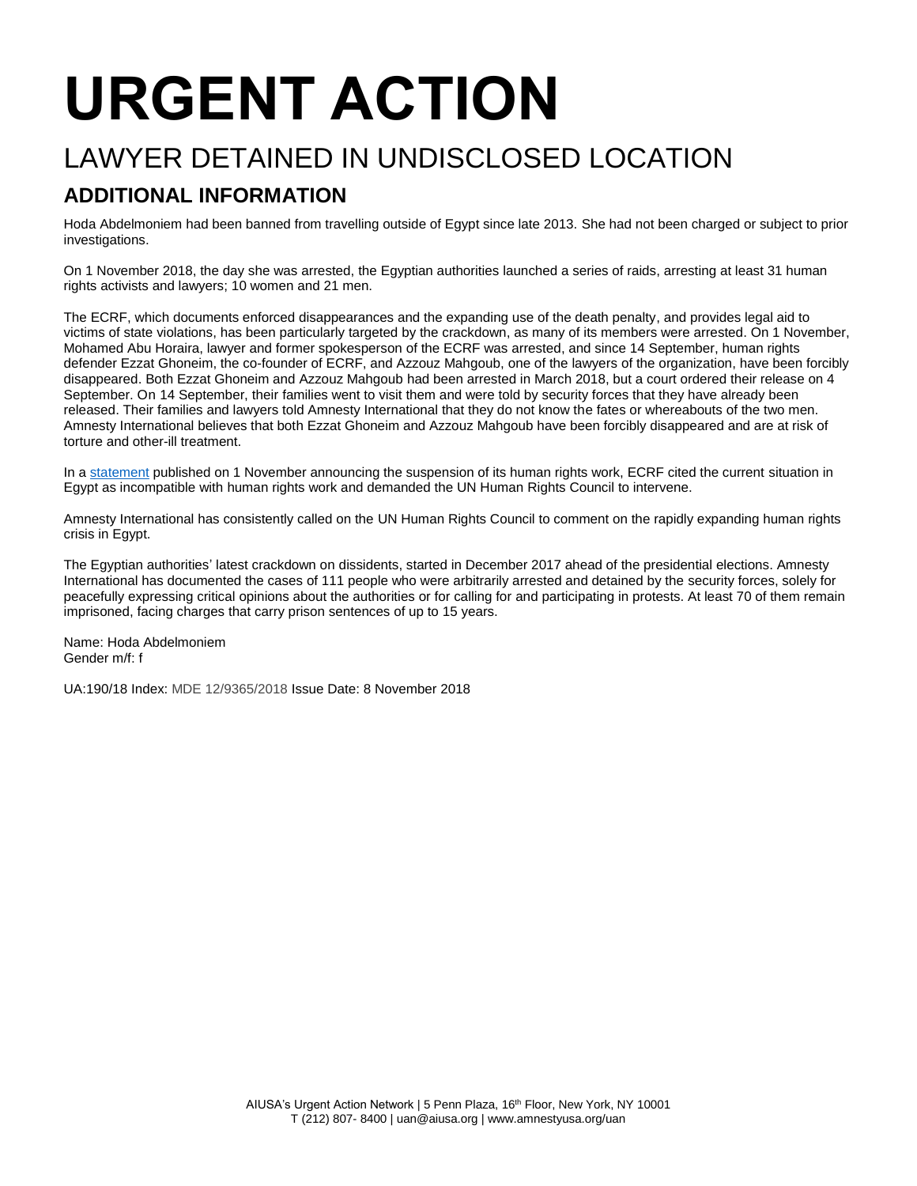# URGENT ACTION

## LAWYER DETAINED IN UNDISCLOSED LOCATION

### ADDITIONAL INFORMATION

Hoda Abdelmoniem had been banned from travelling outside of Egypt since late 2013. She had not been charged or subject to prior investigations.

On 1 November 2018, the day she was arrested, the Egyptian authorities launched a series of raids, arresting at least 31 human rights activists and lawyers; 10 women and 21 men.

The ECRF, which documents enforced disappearances and the expanding use of the death penalty, and provides legal aid to victims of state violations, has been particularly targeted by the crackdown, as many of its members were arrested. On 1 November, Mohamed Abu Horaira, lawyer and former spokesperson of the ECRF was arrested, and since 14 September, human rights defender Ezzat Ghoneim, the co-founder of ECRF, and Azzouz Mahgoub, one of the lawyers of the organization, have been forcibly disappeared. Both Ezzat Ghoneim and Azzouz Mahgoub had been arrested in March 2018, but a court ordered their release on 4 September. On 14 September, their families went to visit them and were told by security forces that they have already been released. Their families and lawyers told Amnesty International that they do not know the fates or whereabouts of the two men. Amnesty International believes that both Ezzat Ghoneim and Azzouz Mahgoub have been forcibly disappeared and are at risk of torture and other-ill treatment.

In a statement published on 1 November announcing the suspension of its human rights work, ECRF cited the current situation in Egypt as incompatible with human rights work and demanded the UN Human Rights Council to intervene.

Amnesty International has consistently called on the UN Human Rights Council to comment on the rapidly expanding human rights crisis in Egypt.

The Egyptian authorities' latest crackdown on dissidents, started in December 2017 ahead of the presidential elections. Amnesty International has documented the cases of 111 people who were arbitrarily arrested and detained by the security forces, solely for peacefully expressing critical opinions about the authorities or for calling for and participating in protests. At least 70 of them remain imprisoned, facing charges that carry prison sentences of up to 15 years.

Name: Hoda Abdelmoniem
Gender m/f: f

UA:190/18 Index: MDE 12/9365/2018 Issue Date: 8 November 2018

AIUSA's Urgent Action Network | 5 Penn Plaza, 16th Floor, New York, NY 10001
T (212) 807- 8400 | uan@aiusa.org | www.amnestyusa.org/uan